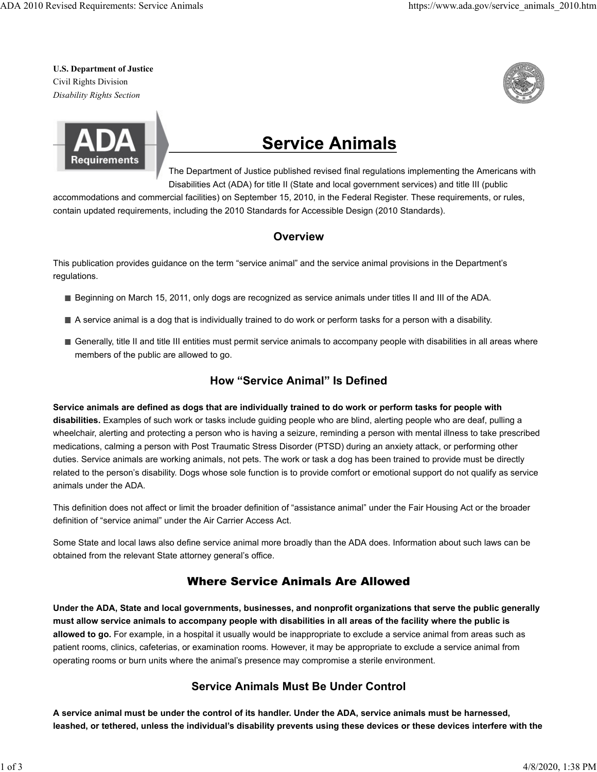**U.S. Department of Justice**
Civil Rights Division
*Disability Rights Section*

ADA Requirements

# Service Animals

The Department of Justice published revised final regulations implementing the Americans with Disabilities Act (ADA) for title II (State and local government services) and title III (public accommodations and commercial facilities) on September 15, 2010, in the Federal Register. These requirements, or rules, contain updated requirements, including the 2010 Standards for Accessible Design (2010 Standards).

## Overview

This publication provides guidance on the term “service animal” and the service animal provisions in the Department’s regulations.

- Beginning on March 15, 2011, only dogs are recognized as service animals under titles II and III of the ADA.
- A service animal is a dog that is individually trained to do work or perform tasks for a person with a disability.
- Generally, title II and title III entities must permit service animals to accompany people with disabilities in all areas where members of the public are allowed to go.

## How “Service Animal” Is Defined

**Service animals are defined as dogs that are individually trained to do work or perform tasks for people with disabilities.** Examples of such work or tasks include guiding people who are blind, alerting people who are deaf, pulling a wheelchair, alerting and protecting a person who is having a seizure, reminding a person with mental illness to take prescribed medications, calming a person with Post Traumatic Stress Disorder (PTSD) during an anxiety attack, or performing other duties. Service animals are working animals, not pets. The work or task a dog has been trained to provide must be directly related to the person’s disability. Dogs whose sole function is to provide comfort or emotional support do not qualify as service animals under the ADA.

This definition does not affect or limit the broader definition of “assistance animal” under the Fair Housing Act or the broader definition of “service animal” under the Air Carrier Access Act.

Some State and local laws also define service animal more broadly than the ADA does. Information about such laws can be obtained from the relevant State attorney general’s office.

## Where Service Animals Are Allowed

**Under the ADA, State and local governments, businesses, and nonprofit organizations that serve the public generally must allow service animals to accompany people with disabilities in all areas of the facility where the public is allowed to go.** For example, in a hospital it usually would be inappropriate to exclude a service animal from areas such as patient rooms, clinics, cafeterias, or examination rooms. However, it may be appropriate to exclude a service animal from operating rooms or burn units where the animal’s presence may compromise a sterile environment.

## Service Animals Must Be Under Control

**A service animal must be under the control of its handler. Under the ADA, service animals must be harnessed, leashed, or tethered, unless the individual’s disability prevents using these devices or these devices interfere with the**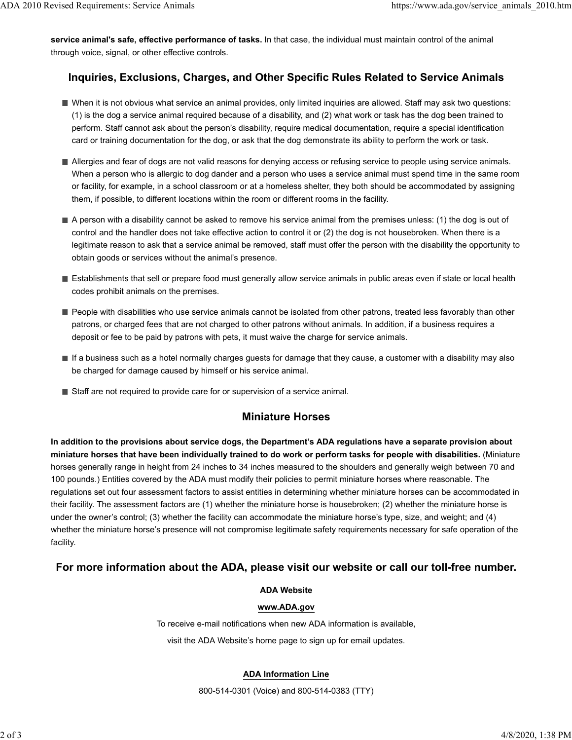**service animal's safe, effective performance of tasks.** In that case, the individual must maintain control of the animal through voice, signal, or other effective controls.

## Inquiries, Exclusions, Charges, and Other Specific Rules Related to Service Animals

- When it is not obvious what service an animal provides, only limited inquiries are allowed. Staff may ask two questions: (1) is the dog a service animal required because of a disability, and (2) what work or task has the dog been trained to perform. Staff cannot ask about the person's disability, require medical documentation, require a special identification card or training documentation for the dog, or ask that the dog demonstrate its ability to perform the work or task.
- Allergies and fear of dogs are not valid reasons for denying access or refusing service to people using service animals. When a person who is allergic to dog dander and a person who uses a service animal must spend time in the same room or facility, for example, in a school classroom or at a homeless shelter, they both should be accommodated by assigning them, if possible, to different locations within the room or different rooms in the facility.
- A person with a disability cannot be asked to remove his service animal from the premises unless: (1) the dog is out of control and the handler does not take effective action to control it or (2) the dog is not housebroken. When there is a legitimate reason to ask that a service animal be removed, staff must offer the person with the disability the opportunity to obtain goods or services without the animal's presence.
- Establishments that sell or prepare food must generally allow service animals in public areas even if state or local health codes prohibit animals on the premises.
- People with disabilities who use service animals cannot be isolated from other patrons, treated less favorably than other patrons, or charged fees that are not charged to other patrons without animals. In addition, if a business requires a deposit or fee to be paid by patrons with pets, it must waive the charge for service animals.
- If a business such as a hotel normally charges guests for damage that they cause, a customer with a disability may also be charged for damage caused by himself or his service animal.
- Staff are not required to provide care for or supervision of a service animal.

## Miniature Horses

**In addition to the provisions about service dogs, the Department's ADA regulations have a separate provision about miniature horses that have been individually trained to do work or perform tasks for people with disabilities.** (Miniature horses generally range in height from 24 inches to 34 inches measured to the shoulders and generally weigh between 70 and 100 pounds.) Entities covered by the ADA must modify their policies to permit miniature horses where reasonable. The regulations set out four assessment factors to assist entities in determining whether miniature horses can be accommodated in their facility. The assessment factors are (1) whether the miniature horse is housebroken; (2) whether the miniature horse is under the owner's control; (3) whether the facility can accommodate the miniature horse's type, size, and weight; and (4) whether the miniature horse's presence will not compromise legitimate safety requirements necessary for safe operation of the facility.

## For more information about the ADA, please visit our website or call our toll-free number.

**ADA Website**

**www.ADA.gov**

To receive e-mail notifications when new ADA information is available,

visit the ADA Website's home page to sign up for email updates.

**ADA Information Line**

800-514-0301 (Voice) and 800-514-0383 (TTY)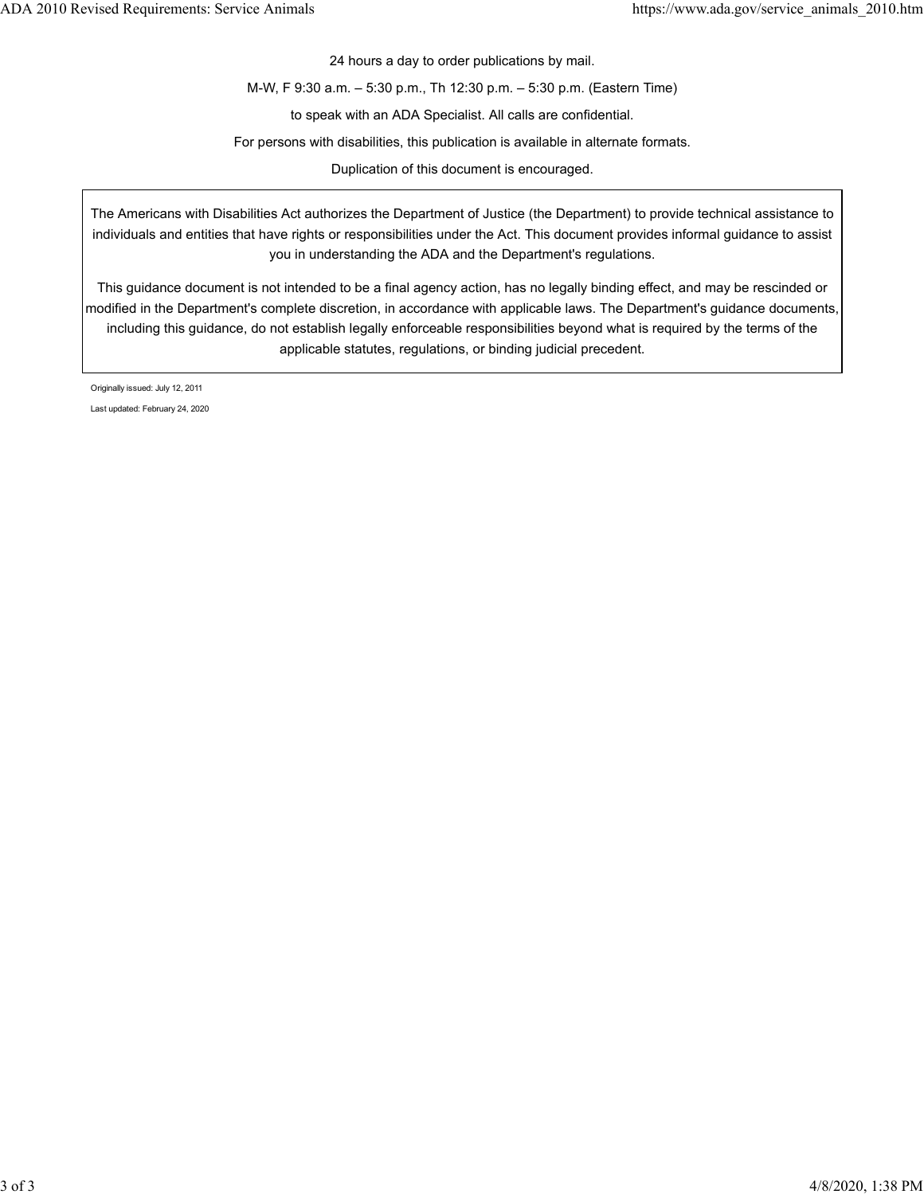24 hours a day to order publications by mail.

M-W, F 9:30 a.m. – 5:30 p.m., Th 12:30 p.m. – 5:30 p.m. (Eastern Time)

to speak with an ADA Specialist. All calls are confidential.

For persons with disabilities, this publication is available in alternate formats.

Duplication of this document is encouraged.

The Americans with Disabilities Act authorizes the Department of Justice (the Department) to provide technical assistance to individuals and entities that have rights or responsibilities under the Act. This document provides informal guidance to assist you in understanding the ADA and the Department's regulations.

This guidance document is not intended to be a final agency action, has no legally binding effect, and may be rescinded or modified in the Department's complete discretion, in accordance with applicable laws. The Department's guidance documents, including this guidance, do not establish legally enforceable responsibilities beyond what is required by the terms of the applicable statutes, regulations, or binding judicial precedent.

Originally issued: July 12, 2011

Last updated: February 24, 2020